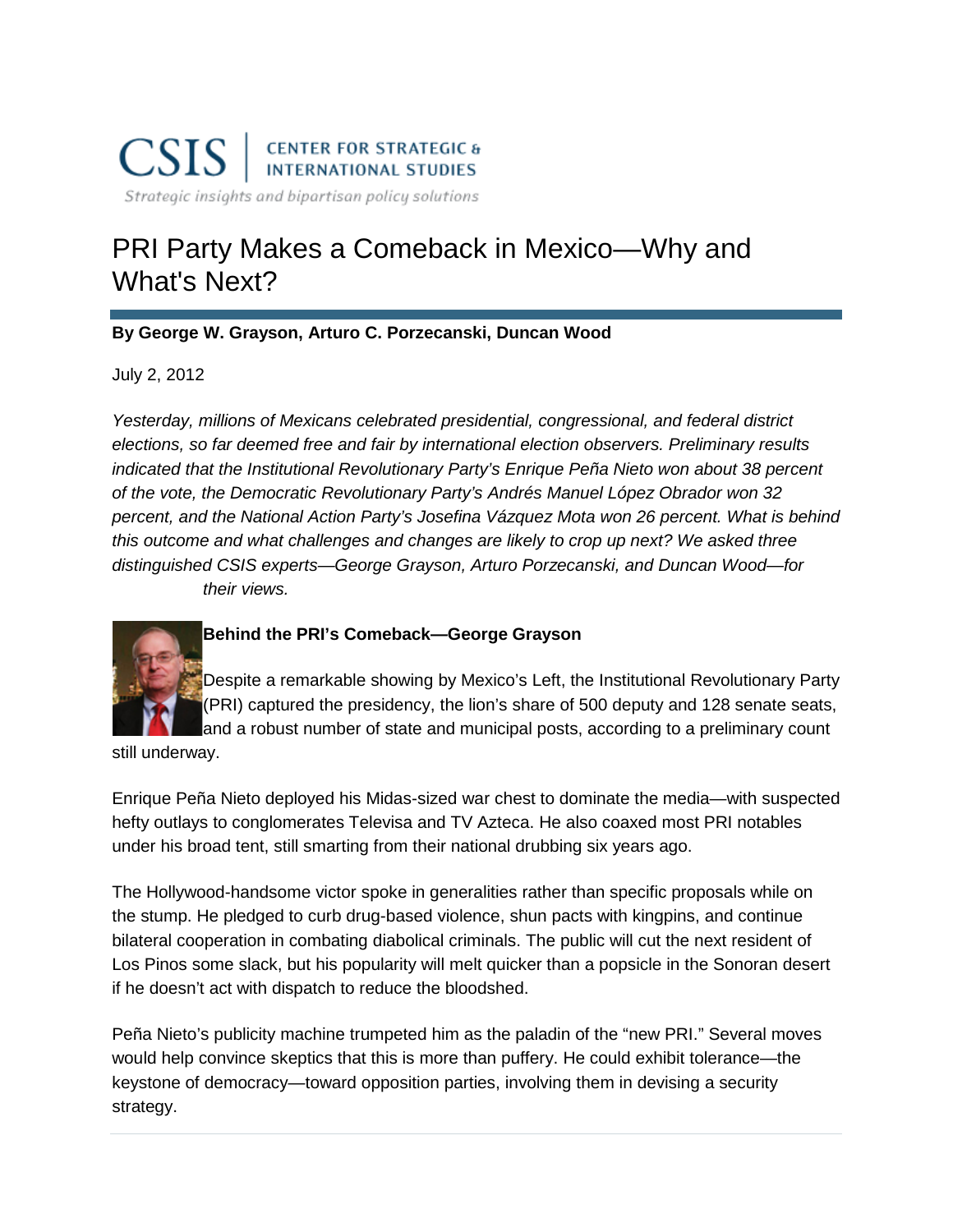CSIS | CENTER FOR STRATEGIC & INTERNATIONAL STUDIES

*Strategic insights and bipartisan policy solutions*

# PRI Party Makes a Comeback in Mexico—Why and What's Next?

**By George W. Grayson, Arturo C. Porzecanski, Duncan Wood**

July 2, 2012

*Yesterday, millions of Mexicans celebrated presidential, congressional, and federal district elections, so far deemed free and fair by international election observers. Preliminary results indicated that the Institutional Revolutionary Party's Enrique Peña Nieto won about 38 percent of the vote, the Democratic Revolutionary Party's Andrés Manuel López Obrador won 32 percent, and the National Action Party's Josefina Vázquez Mota won 26 percent. What is behind this outcome and what challenges and changes are likely to crop up next? We asked three distinguished CSIS experts—George Grayson, Arturo Porzecanski, and Duncan Wood—for their views.*

**Behind the PRI's Comeback—George Grayson**

Despite a remarkable showing by Mexico's Left, the Institutional Revolutionary Party (PRI) captured the presidency, the lion's share of 500 deputy and 128 senate seats, and a robust number of state and municipal posts, according to a preliminary count still underway.

Enrique Peña Nieto deployed his Midas-sized war chest to dominate the media—with suspected hefty outlays to conglomerates Televisa and TV Azteca. He also coaxed most PRI notables under his broad tent, still smarting from their national drubbing six years ago.

The Hollywood-handsome victor spoke in generalities rather than specific proposals while on the stump. He pledged to curb drug-based violence, shun pacts with kingpins, and continue bilateral cooperation in combating diabolical criminals. The public will cut the next resident of Los Pinos some slack, but his popularity will melt quicker than a popsicle in the Sonoran desert if he doesn't act with dispatch to reduce the bloodshed.

Peña Nieto's publicity machine trumpeted him as the paladin of the "new PRI." Several moves would help convince skeptics that this is more than puffery. He could exhibit tolerance—the keystone of democracy—toward opposition parties, involving them in devising a security strategy.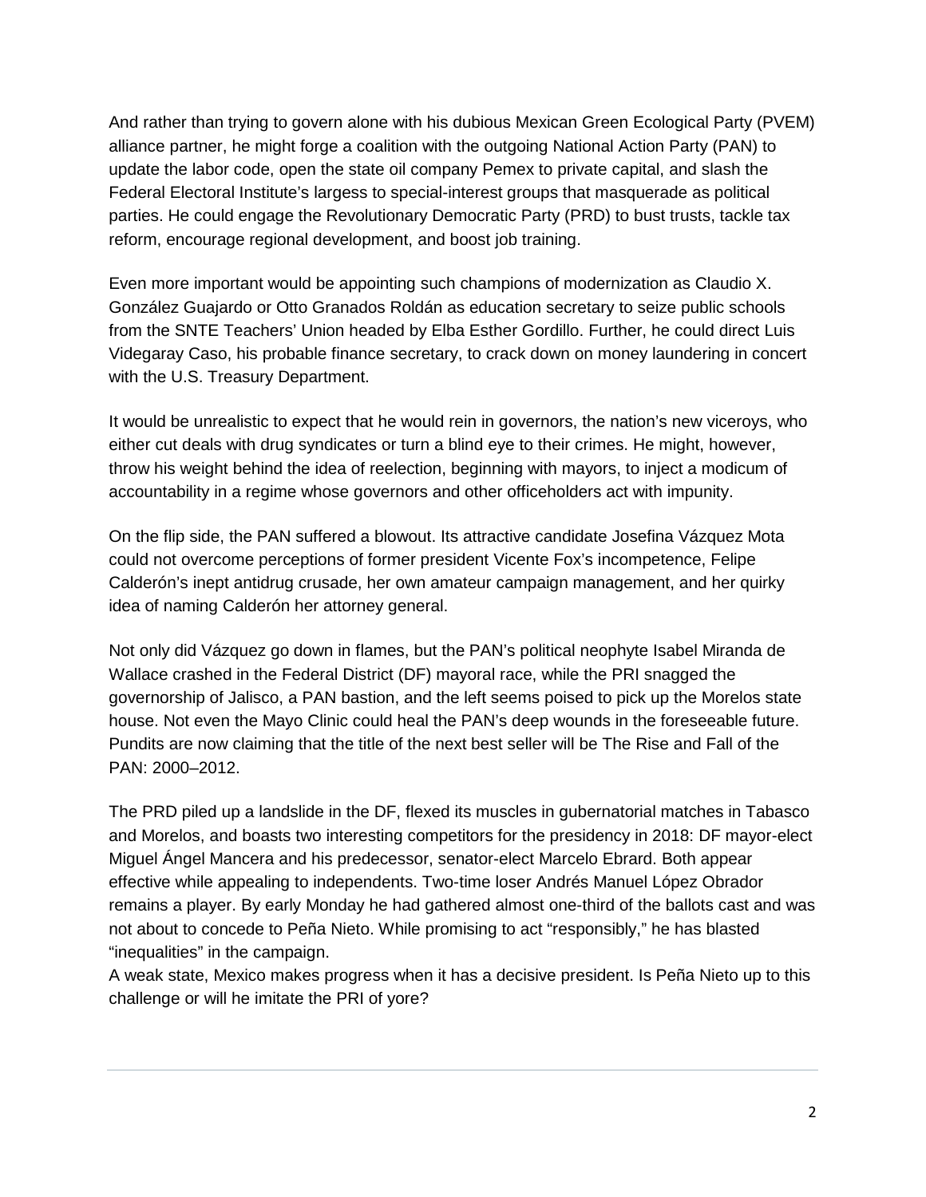And rather than trying to govern alone with his dubious Mexican Green Ecological Party (PVEM) alliance partner, he might forge a coalition with the outgoing National Action Party (PAN) to update the labor code, open the state oil company Pemex to private capital, and slash the Federal Electoral Institute's largess to special-interest groups that masquerade as political parties. He could engage the Revolutionary Democratic Party (PRD) to bust trusts, tackle tax reform, encourage regional development, and boost job training.

Even more important would be appointing such champions of modernization as Claudio X. González Guajardo or Otto Granados Roldán as education secretary to seize public schools from the SNTE Teachers' Union headed by Elba Esther Gordillo. Further, he could direct Luis Videgaray Caso, his probable finance secretary, to crack down on money laundering in concert with the U.S. Treasury Department.

It would be unrealistic to expect that he would rein in governors, the nation's new viceroys, who either cut deals with drug syndicates or turn a blind eye to their crimes. He might, however, throw his weight behind the idea of reelection, beginning with mayors, to inject a modicum of accountability in a regime whose governors and other officeholders act with impunity.

On the flip side, the PAN suffered a blowout. Its attractive candidate Josefina Vázquez Mota could not overcome perceptions of former president Vicente Fox's incompetence, Felipe Calderón's inept antidrug crusade, her own amateur campaign management, and her quirky idea of naming Calderón her attorney general.

Not only did Vázquez go down in flames, but the PAN's political neophyte Isabel Miranda de Wallace crashed in the Federal District (DF) mayoral race, while the PRI snagged the governorship of Jalisco, a PAN bastion, and the left seems poised to pick up the Morelos state house. Not even the Mayo Clinic could heal the PAN's deep wounds in the foreseeable future. Pundits are now claiming that the title of the next best seller will be The Rise and Fall of the PAN: 2000–2012.

The PRD piled up a landslide in the DF, flexed its muscles in gubernatorial matches in Tabasco and Morelos, and boasts two interesting competitors for the presidency in 2018: DF mayor-elect Miguel Ángel Mancera and his predecessor, senator-elect Marcelo Ebrard. Both appear effective while appealing to independents. Two-time loser Andrés Manuel López Obrador remains a player. By early Monday he had gathered almost one-third of the ballots cast and was not about to concede to Peña Nieto. While promising to act "responsibly," he has blasted "inequalities" in the campaign.

A weak state, Mexico makes progress when it has a decisive president. Is Peña Nieto up to this challenge or will he imitate the PRI of yore?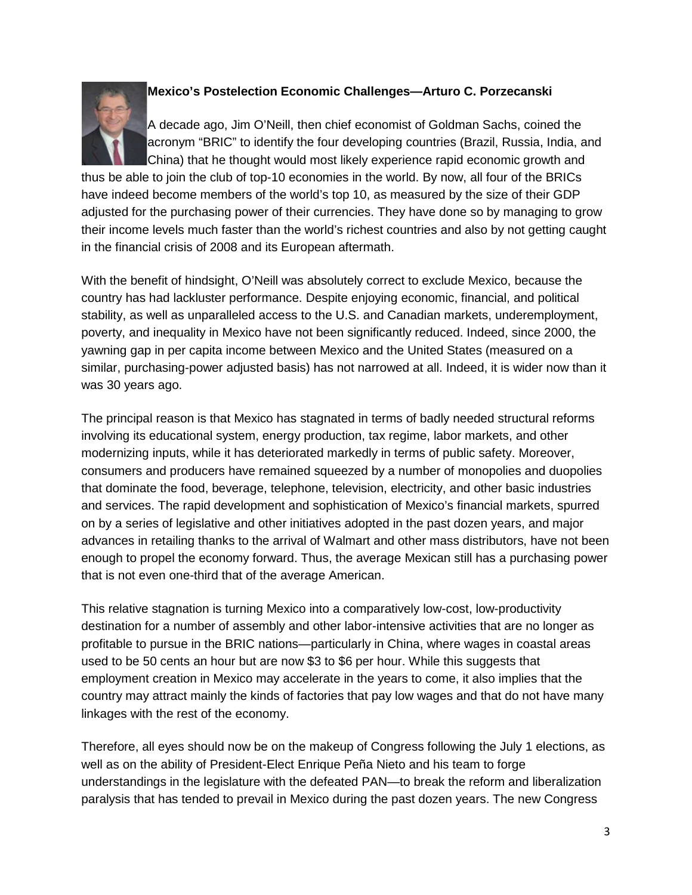**Mexico's Postelection Economic Challenges—Arturo C. Porzecanski**

A decade ago, Jim O'Neill, then chief economist of Goldman Sachs, coined the acronym "BRIC" to identify the four developing countries (Brazil, Russia, India, and China) that he thought would most likely experience rapid economic growth and thus be able to join the club of top-10 economies in the world. By now, all four of the BRICs have indeed become members of the world's top 10, as measured by the size of their GDP adjusted for the purchasing power of their currencies. They have done so by managing to grow their income levels much faster than the world's richest countries and also by not getting caught in the financial crisis of 2008 and its European aftermath.

With the benefit of hindsight, O'Neill was absolutely correct to exclude Mexico, because the country has had lackluster performance. Despite enjoying economic, financial, and political stability, as well as unparalleled access to the U.S. and Canadian markets, underemployment, poverty, and inequality in Mexico have not been significantly reduced. Indeed, since 2000, the yawning gap in per capita income between Mexico and the United States (measured on a similar, purchasing-power adjusted basis) has not narrowed at all. Indeed, it is wider now than it was 30 years ago.

The principal reason is that Mexico has stagnated in terms of badly needed structural reforms involving its educational system, energy production, tax regime, labor markets, and other modernizing inputs, while it has deteriorated markedly in terms of public safety. Moreover, consumers and producers have remained squeezed by a number of monopolies and duopolies that dominate the food, beverage, telephone, television, electricity, and other basic industries and services. The rapid development and sophistication of Mexico's financial markets, spurred on by a series of legislative and other initiatives adopted in the past dozen years, and major advances in retailing thanks to the arrival of Walmart and other mass distributors, have not been enough to propel the economy forward. Thus, the average Mexican still has a purchasing power that is not even one-third that of the average American.

This relative stagnation is turning Mexico into a comparatively low-cost, low-productivity destination for a number of assembly and other labor-intensive activities that are no longer as profitable to pursue in the BRIC nations—particularly in China, where wages in coastal areas used to be 50 cents an hour but are now $3 to $6 per hour. While this suggests that employment creation in Mexico may accelerate in the years to come, it also implies that the country may attract mainly the kinds of factories that pay low wages and that do not have many linkages with the rest of the economy.

Therefore, all eyes should now be on the makeup of Congress following the July 1 elections, as well as on the ability of President-Elect Enrique Peña Nieto and his team to forge understandings in the legislature with the defeated PAN—to break the reform and liberalization paralysis that has tended to prevail in Mexico during the past dozen years. The new Congress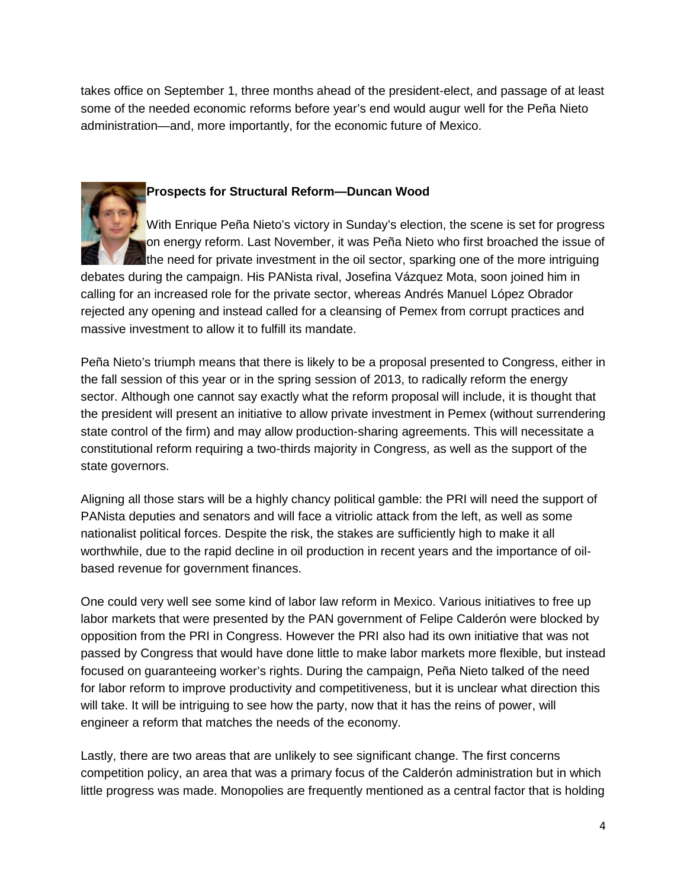takes office on September 1, three months ahead of the president-elect, and passage of at least some of the needed economic reforms before year's end would augur well for the Peña Nieto administration—and, more importantly, for the economic future of Mexico.

**Prospects for Structural Reform—Duncan Wood**

With Enrique Peña Nieto's victory in Sunday's election, the scene is set for progress on energy reform. Last November, it was Peña Nieto who first broached the issue of the need for private investment in the oil sector, sparking one of the more intriguing debates during the campaign. His PANista rival, Josefina Vázquez Mota, soon joined him in calling for an increased role for the private sector, whereas Andrés Manuel López Obrador rejected any opening and instead called for a cleansing of Pemex from corrupt practices and massive investment to allow it to fulfill its mandate.

Peña Nieto's triumph means that there is likely to be a proposal presented to Congress, either in the fall session of this year or in the spring session of 2013, to radically reform the energy sector. Although one cannot say exactly what the reform proposal will include, it is thought that the president will present an initiative to allow private investment in Pemex (without surrendering state control of the firm) and may allow production-sharing agreements. This will necessitate a constitutional reform requiring a two-thirds majority in Congress, as well as the support of the state governors.

Aligning all those stars will be a highly chancy political gamble: the PRI will need the support of PANista deputies and senators and will face a vitriolic attack from the left, as well as some nationalist political forces. Despite the risk, the stakes are sufficiently high to make it all worthwhile, due to the rapid decline in oil production in recent years and the importance of oil-based revenue for government finances.

One could very well see some kind of labor law reform in Mexico. Various initiatives to free up labor markets that were presented by the PAN government of Felipe Calderón were blocked by opposition from the PRI in Congress. However the PRI also had its own initiative that was not passed by Congress that would have done little to make labor markets more flexible, but instead focused on guaranteeing worker's rights. During the campaign, Peña Nieto talked of the need for labor reform to improve productivity and competitiveness, but it is unclear what direction this will take. It will be intriguing to see how the party, now that it has the reins of power, will engineer a reform that matches the needs of the economy.

Lastly, there are two areas that are unlikely to see significant change. The first concerns competition policy, an area that was a primary focus of the Calderón administration but in which little progress was made. Monopolies are frequently mentioned as a central factor that is holding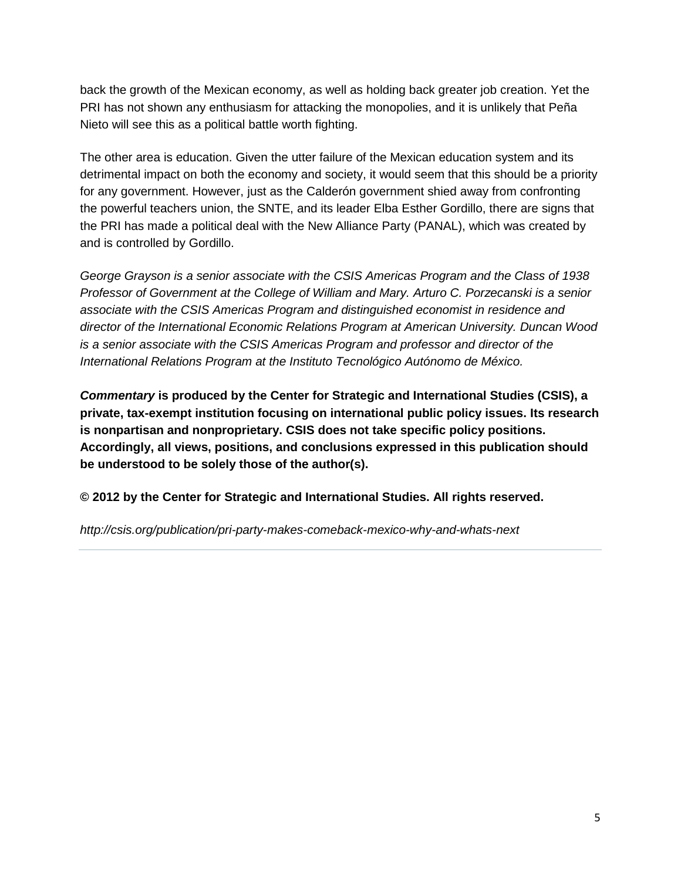back the growth of the Mexican economy, as well as holding back greater job creation. Yet the PRI has not shown any enthusiasm for attacking the monopolies, and it is unlikely that Peña Nieto will see this as a political battle worth fighting.

The other area is education. Given the utter failure of the Mexican education system and its detrimental impact on both the economy and society, it would seem that this should be a priority for any government. However, just as the Calderón government shied away from confronting the powerful teachers union, the SNTE, and its leader Elba Esther Gordillo, there are signs that the PRI has made a political deal with the New Alliance Party (PANAL), which was created by and is controlled by Gordillo.

*George Grayson is a senior associate with the CSIS Americas Program and the Class of 1938 Professor of Government at the College of William and Mary. Arturo C. Porzecanski is a senior associate with the CSIS Americas Program and distinguished economist in residence and director of the International Economic Relations Program at American University. Duncan Wood is a senior associate with the CSIS Americas Program and professor and director of the International Relations Program at the Instituto Tecnológico Autónomo de México.*

***Commentary*** **is produced by the Center for Strategic and International Studies (CSIS), a private, tax-exempt institution focusing on international public policy issues. Its research is nonpartisan and nonproprietary. CSIS does not take specific policy positions. Accordingly, all views, positions, and conclusions expressed in this publication should be understood to be solely those of the author(s).**

**© 2012 by the Center for Strategic and International Studies. All rights reserved.**

*http://csis.org/publication/pri-party-makes-comeback-mexico-why-and-whats-next*